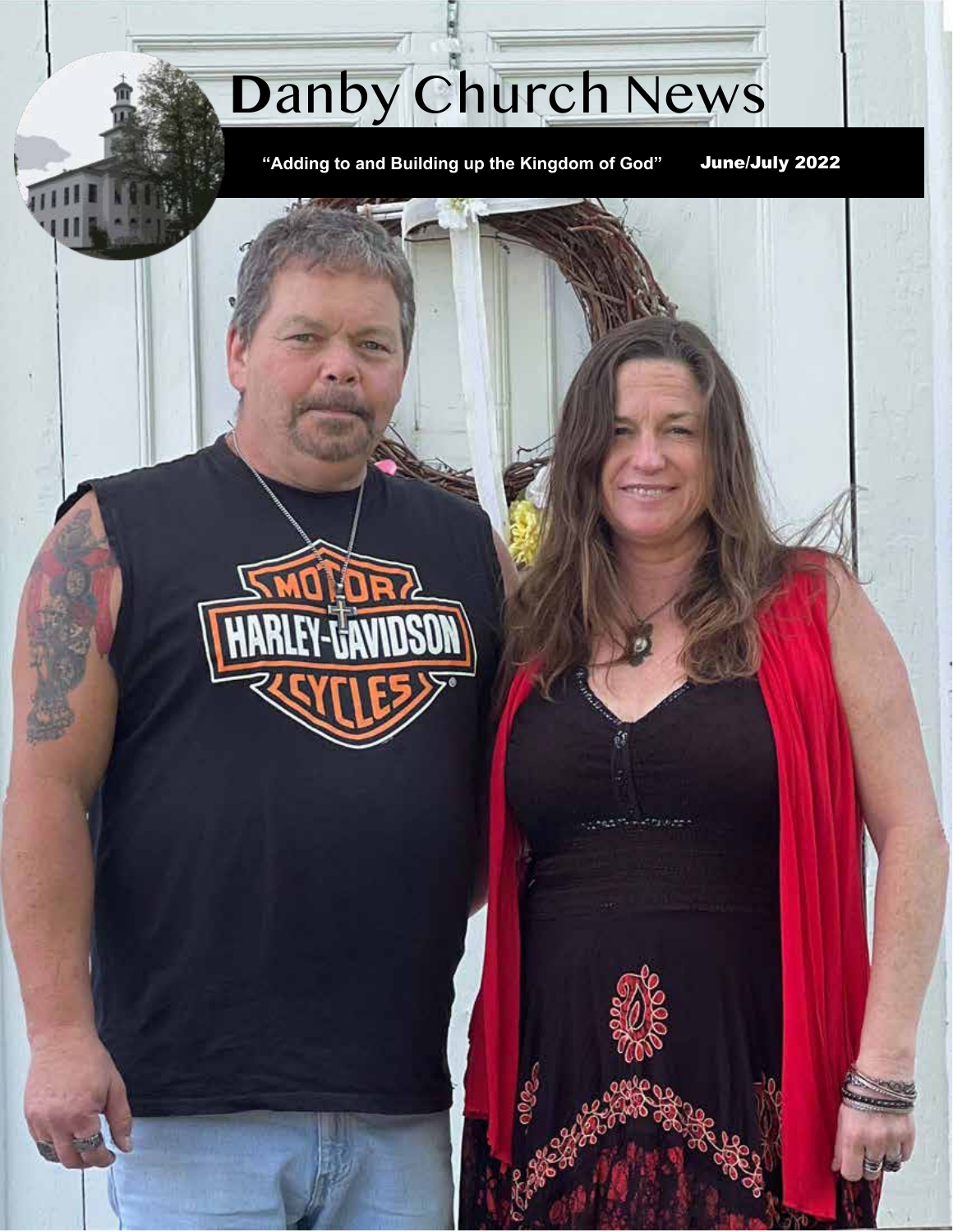# Danby Church News

**"Adding to and Building up the Kingdom of God"** **June/July 2022**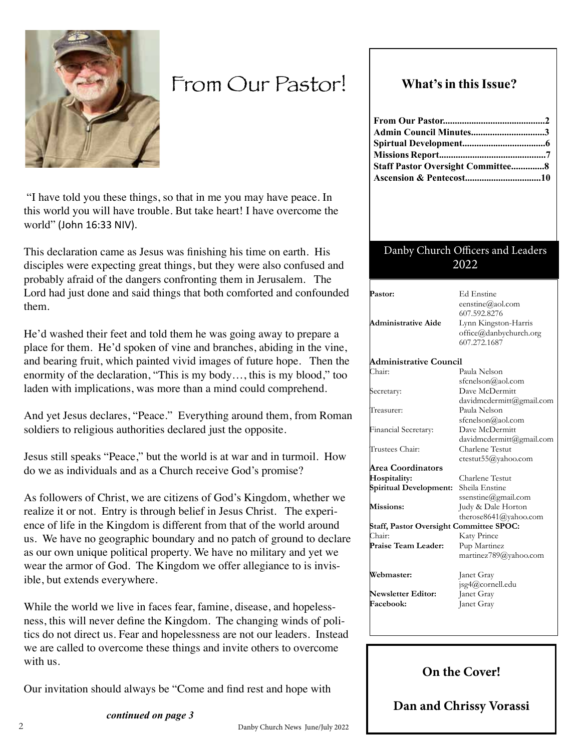# From Our Pastor!

"I have told you these things, so that in me you may have peace. In this world you will have trouble. But take heart! I have overcome the world" (John 16:33 NIV).

This declaration came as Jesus was finishing his time on earth. His disciples were expecting great things, but they were also confused and probably afraid of the dangers confronting them in Jerusalem. The Lord had just done and said things that both comforted and confounded them.

He'd washed their feet and told them he was going away to prepare a place for them. He'd spoken of vine and branches, abiding in the vine, and bearing fruit, which painted vivid images of future hope. Then the enormity of the declaration, "This is my body…, this is my blood," too laden with implications, was more than a mind could comprehend.

And yet Jesus declares, "Peace." Everything around them, from Roman soldiers to religious authorities declared just the opposite.

Jesus still speaks "Peace," but the world is at war and in turmoil. How do we as individuals and as a Church receive God's promise?

As followers of Christ, we are citizens of God's Kingdom, whether we realize it or not. Entry is through belief in Jesus Christ. The experience of life in the Kingdom is different from that of the world around us. We have no geographic boundary and no patch of ground to declare as our own unique political property. We have no military and yet we wear the armor of God. The Kingdom we offer allegiance to is invisible, but extends everywhere.

While the world we live in faces fear, famine, disease, and hopelessness, this will never define the Kingdom. The changing winds of politics do not direct us. Fear and hopelessness are not our leaders. Instead we are called to overcome these things and invite others to overcome with us.

Our invitation should always be "Come and find rest and hope with

***continued on page 3***

## What's in this Issue?

**From Our Pastor..........................................2**
**Admin Council Minutes..............................3**
**Spirtual Development..................................6**
**Missions Report............................................7**
**Staff Pastor Oversight Committee.............8**
**Ascension & Pentecost...............................10**

## Danby Church Officers and Leaders 2022

**Pastor:** Ed Enstine
eenstine@aol.com
607.592.8276

**Administrative Aide** Lynn Kingston-Harris
office@danbychurch.org
607.272.1687

**Administrative Council**
Chair: Paula Nelson
sfcnelson@aol.com
Secretary: Dave McDermitt
davidmcdermitt@gmail.com
Treasurer: Paula Nelson
sfcnelson@aol.com
Financial Secretary: Dave McDermitt
davidmcdermitt@gmail.com
Trustees Chair: Charlene Testut
ctestut55@yahoo.com

**Area Coordinators**
**Hospitality:** Charlene Testut
**Spiritual Development:** Sheila Enstine
ssenstine@gmail.com
**Missions:** Judy & Dale Horton
therose8641@yahoo.com

**Staff, Pastor Oversight Committee SPOC:**
Chair: Katy Prince
**Praise Team Leader:** Pup Martinez
martinez789@yahoo.com

**Webmaster:** Janet Gray
jsg4@cornell.edu
**Newsletter Editor:** Janet Gray
**Facebook:** Janet Gray

## On the Cover!

**Dan and Chrissy Vorassi**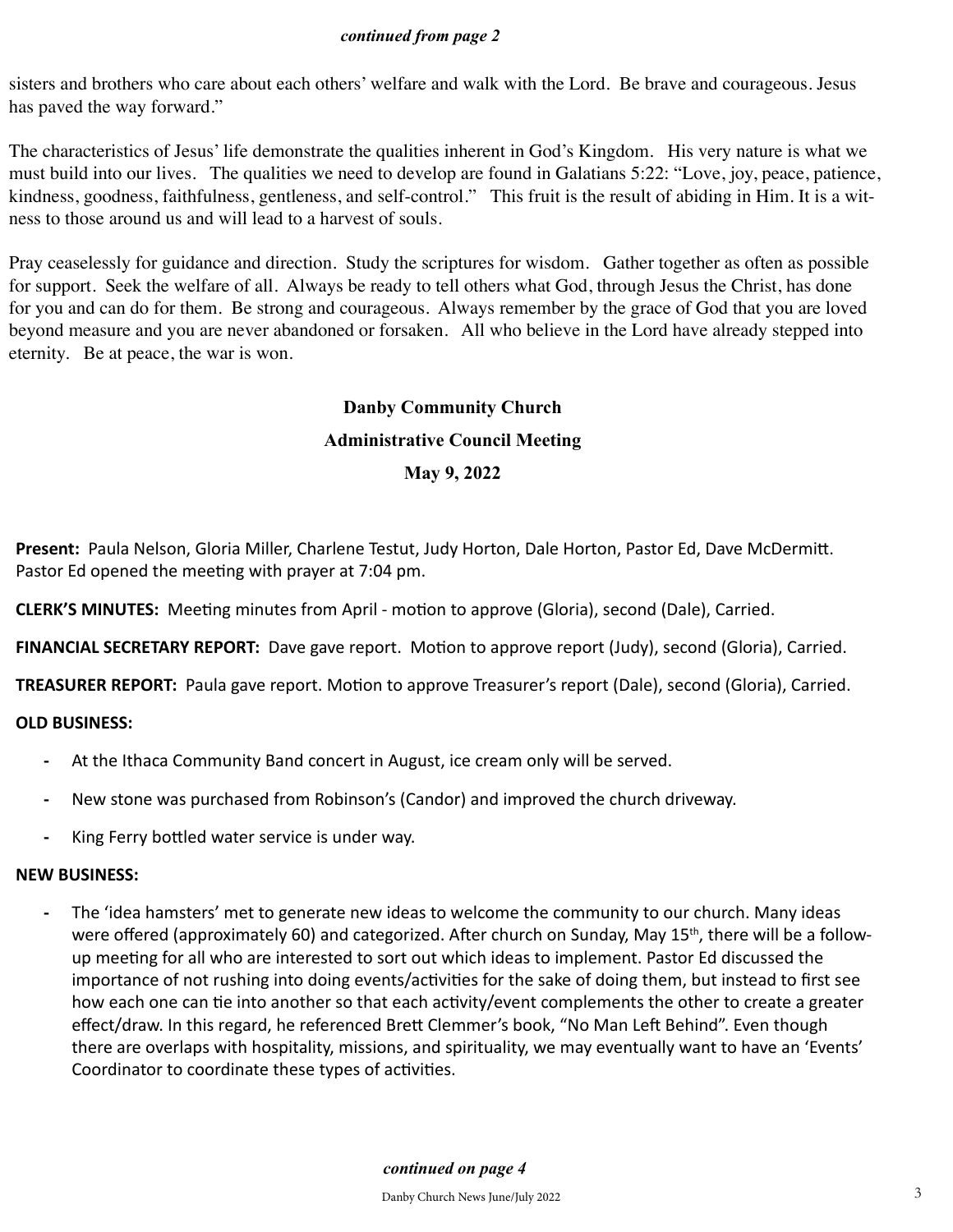*continued from page 2*

sisters and brothers who care about each others' welfare and walk with the Lord. Be brave and courageous. Jesus has paved the way forward."

The characteristics of Jesus' life demonstrate the qualities inherent in God's Kingdom. His very nature is what we must build into our lives. The qualities we need to develop are found in Galatians 5:22: "Love, joy, peace, patience, kindness, goodness, faithfulness, gentleness, and self-control." This fruit is the result of abiding in Him. It is a witness to those around us and will lead to a harvest of souls.

Pray ceaselessly for guidance and direction. Study the scriptures for wisdom. Gather together as often as possible for support. Seek the welfare of all. Always be ready to tell others what God, through Jesus the Christ, has done for you and can do for them. Be strong and courageous. Always remember by the grace of God that you are loved beyond measure and you are never abandoned or forsaken. All who believe in the Lord have already stepped into eternity. Be at peace, the war is won.

## Danby Community Church

## Administrative Council Meeting

## May 9, 2022

**Present:** Paula Nelson, Gloria Miller, Charlene Testut, Judy Horton, Dale Horton, Pastor Ed, Dave McDermitt. Pastor Ed opened the meeting with prayer at 7:04 pm.

**CLERK'S MINUTES:** Meeting minutes from April - motion to approve (Gloria), second (Dale), Carried.

**FINANCIAL SECRETARY REPORT:** Dave gave report. Motion to approve report (Judy), second (Gloria), Carried.

**TREASURER REPORT:** Paula gave report. Motion to approve Treasurer's report (Dale), second (Gloria), Carried.

**OLD BUSINESS:**

- At the Ithaca Community Band concert in August, ice cream only will be served.
- New stone was purchased from Robinson's (Candor) and improved the church driveway.
- King Ferry bottled water service is under way.

**NEW BUSINESS:**

- The 'idea hamsters' met to generate new ideas to welcome the community to our church. Many ideas were offered (approximately 60) and categorized. After church on Sunday, May 15th, there will be a follow-up meeting for all who are interested to sort out which ideas to implement. Pastor Ed discussed the importance of not rushing into doing events/activities for the sake of doing them, but instead to first see how each one can tie into another so that each activity/event complements the other to create a greater effect/draw. In this regard, he referenced Brett Clemmer's book, "No Man Left Behind". Even though there are overlaps with hospitality, missions, and spirituality, we may eventually want to have an 'Events' Coordinator to coordinate these types of activities.

*continued on page 4*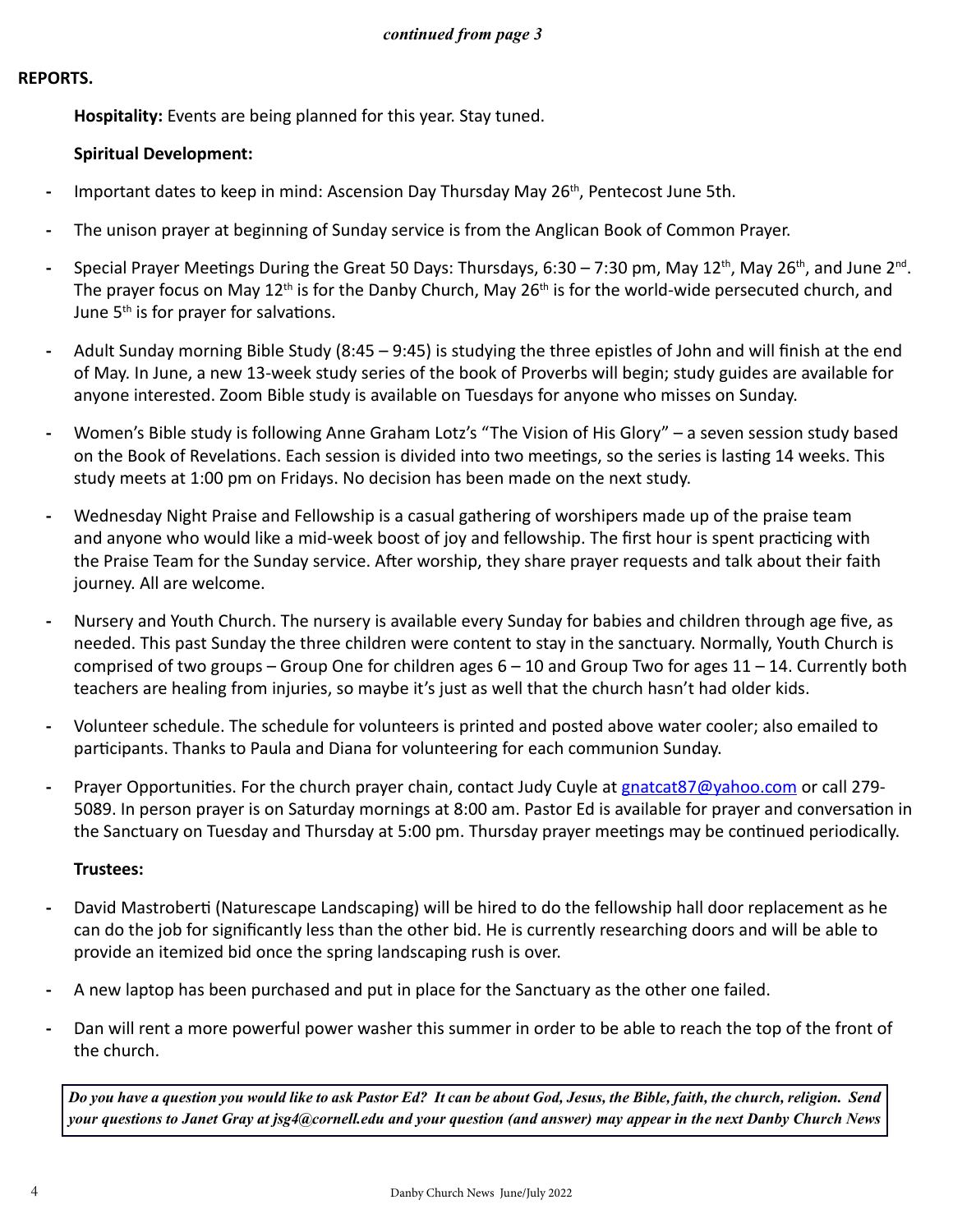*continued from page 3*

**REPORTS.**

**Hospitality:** Events are being planned for this year. Stay tuned.

**Spiritual Development:**

- Important dates to keep in mind: Ascension Day Thursday May 26th, Pentecost June 5th.
- The unison prayer at beginning of Sunday service is from the Anglican Book of Common Prayer.
- Special Prayer Meetings During the Great 50 Days: Thursdays, 6:30 – 7:30 pm, May 12th, May 26th, and June 2nd. The prayer focus on May 12th is for the Danby Church, May 26th is for the world-wide persecuted church, and June 5th is for prayer for salvations.
- Adult Sunday morning Bible Study (8:45 – 9:45) is studying the three epistles of John and will finish at the end of May. In June, a new 13-week study series of the book of Proverbs will begin; study guides are available for anyone interested. Zoom Bible study is available on Tuesdays for anyone who misses on Sunday.
- Women's Bible study is following Anne Graham Lotz's "The Vision of His Glory" – a seven session study based on the Book of Revelations. Each session is divided into two meetings, so the series is lasting 14 weeks. This study meets at 1:00 pm on Fridays. No decision has been made on the next study.
- Wednesday Night Praise and Fellowship is a casual gathering of worshipers made up of the praise team and anyone who would like a mid-week boost of joy and fellowship. The first hour is spent practicing with the Praise Team for the Sunday service. After worship, they share prayer requests and talk about their faith journey. All are welcome.
- Nursery and Youth Church. The nursery is available every Sunday for babies and children through age five, as needed. This past Sunday the three children were content to stay in the sanctuary. Normally, Youth Church is comprised of two groups – Group One for children ages 6 – 10 and Group Two for ages 11 – 14. Currently both teachers are healing from injuries, so maybe it's just as well that the church hasn't had older kids.
- Volunteer schedule. The schedule for volunteers is printed and posted above water cooler; also emailed to participants. Thanks to Paula and Diana for volunteering for each communion Sunday.
- Prayer Opportunities. For the church prayer chain, contact Judy Cuyle at gnatcat87@yahoo.com or call 279-5089. In person prayer is on Saturday mornings at 8:00 am. Pastor Ed is available for prayer and conversation in the Sanctuary on Tuesday and Thursday at 5:00 pm. Thursday prayer meetings may be continued periodically.

**Trustees:**

- David Mastroberti (Naturescape Landscaping) will be hired to do the fellowship hall door replacement as he can do the job for significantly less than the other bid. He is currently researching doors and will be able to provide an itemized bid once the spring landscaping rush is over.
- A new laptop has been purchased and put in place for the Sanctuary as the other one failed.
- Dan will rent a more powerful power washer this summer in order to be able to reach the top of the front of the church.

***Do you have a question you would like to ask Pastor Ed? It can be about God, Jesus, the Bible, faith, the church, religion. Send your questions to Janet Gray at jsg4@cornell.edu and your question (and answer) may appear in the next Danby Church News***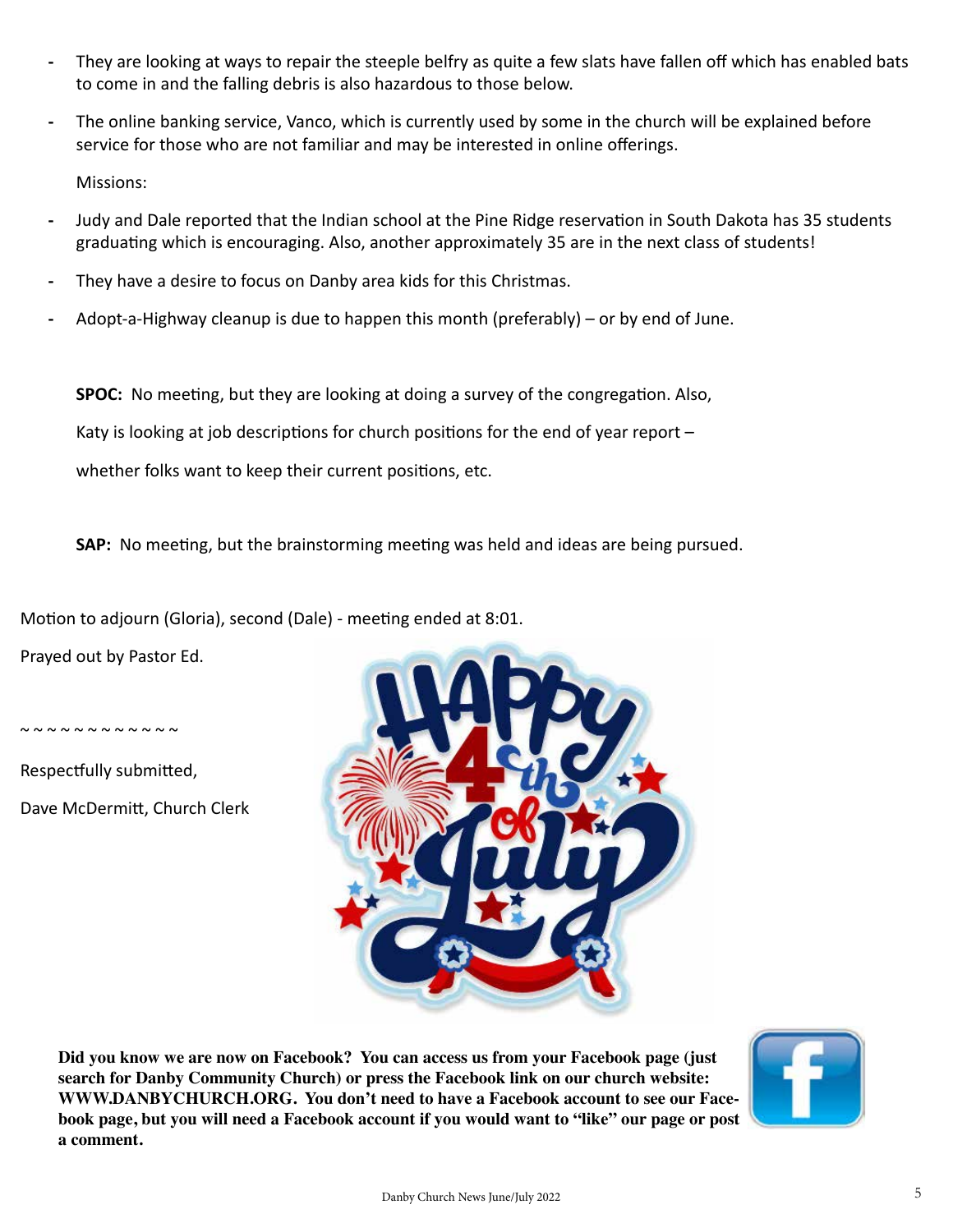- They are looking at ways to repair the steeple belfry as quite a few slats have fallen off which has enabled bats to come in and the falling debris is also hazardous to those below.
- The online banking service, Vanco, which is currently used by some in the church will be explained before service for those who are not familiar and may be interested in online offerings.

Missions:

- Judy and Dale reported that the Indian school at the Pine Ridge reservation in South Dakota has 35 students graduating which is encouraging. Also, another approximately 35 are in the next class of students!
- They have a desire to focus on Danby area kids for this Christmas.
- Adopt-a-Highway cleanup is due to happen this month (preferably) – or by end of June.

**SPOC:** No meeting, but they are looking at doing a survey of the congregation. Also, Katy is looking at job descriptions for church positions for the end of year report – whether folks want to keep their current positions, etc.

**SAP:** No meeting, but the brainstorming meeting was held and ideas are being pursued.

Motion to adjourn (Gloria), second (Dale) - meeting ended at 8:01.

Prayed out by Pastor Ed.

~ ~ ~ ~ ~ ~ ~ ~ ~ ~ ~ ~ ~

Respectfully submitted,

Dave McDermitt, Church Clerk

**Did you know we are now on Facebook? You can access us from your Facebook page (just search for Danby Community Church) or press the Facebook link on our church website: WWW.DANBYCHURCH.ORG. You don't need to have a Facebook account to see our Facebook page, but you will need a Facebook account if you would want to "like" our page or post a comment.**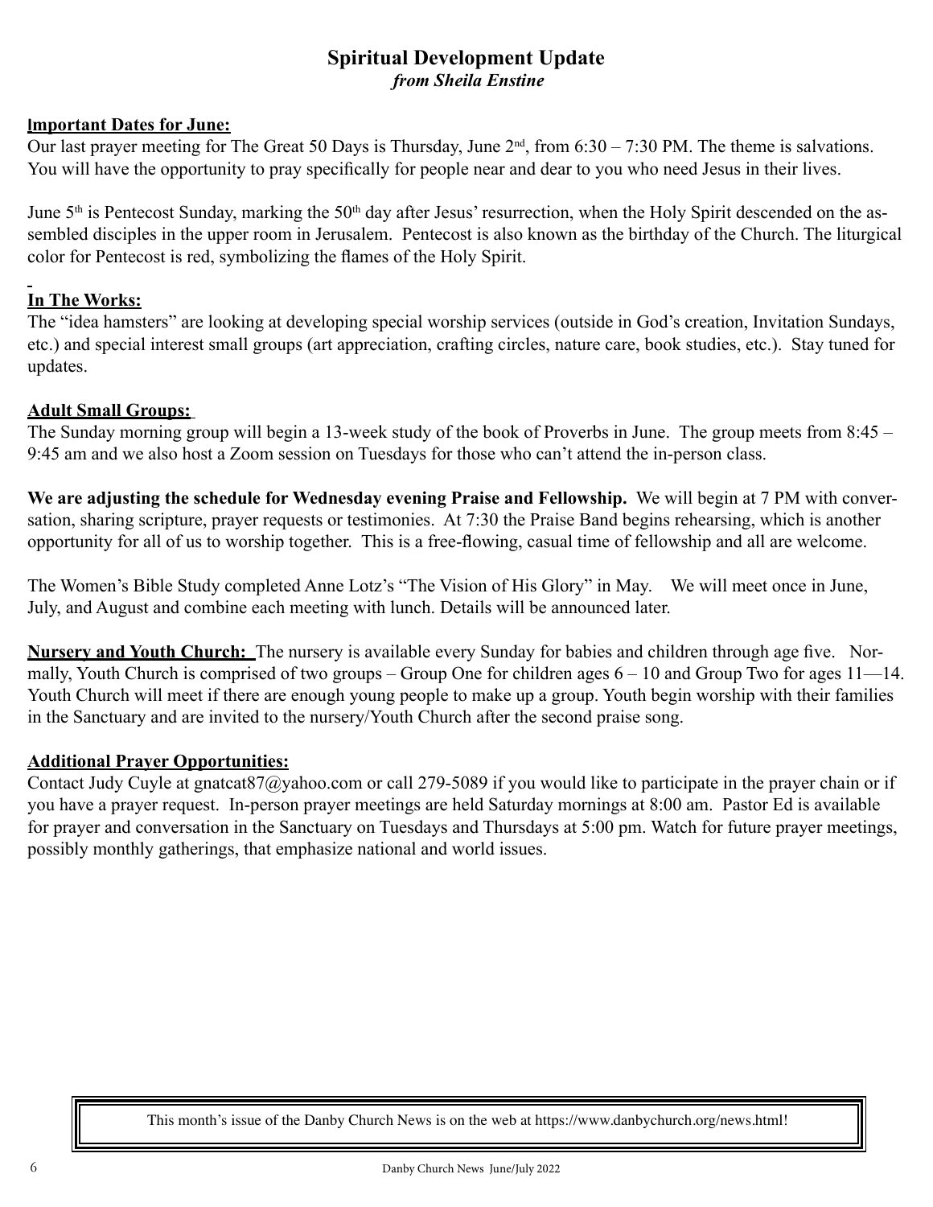# Spiritual Development Update

*from Sheila Enstine*

**Important Dates for June:**

Our last prayer meeting for The Great 50 Days is Thursday, June 2nd, from 6:30 – 7:30 PM. The theme is salvations. You will have the opportunity to pray specifically for people near and dear to you who need Jesus in their lives.

June 5th is Pentecost Sunday, marking the 50th day after Jesus' resurrection, when the Holy Spirit descended on the assembled disciples in the upper room in Jerusalem. Pentecost is also known as the birthday of the Church. The liturgical color for Pentecost is red, symbolizing the flames of the Holy Spirit.

**In The Works:**

The "idea hamsters" are looking at developing special worship services (outside in God's creation, Invitation Sundays, etc.) and special interest small groups (art appreciation, crafting circles, nature care, book studies, etc.). Stay tuned for updates.

**Adult Small Groups:**

The Sunday morning group will begin a 13-week study of the book of Proverbs in June. The group meets from 8:45 – 9:45 am and we also host a Zoom session on Tuesdays for those who can't attend the in-person class.

**We are adjusting the schedule for Wednesday evening Praise and Fellowship.** We will begin at 7 PM with conversation, sharing scripture, prayer requests or testimonies. At 7:30 the Praise Band begins rehearsing, which is another opportunity for all of us to worship together. This is a free-flowing, casual time of fellowship and all are welcome.

The Women's Bible Study completed Anne Lotz's "The Vision of His Glory" in May. We will meet once in June, July, and August and combine each meeting with lunch. Details will be announced later.

**Nursery and Youth Church:** The nursery is available every Sunday for babies and children through age five. Normally, Youth Church is comprised of two groups – Group One for children ages 6 – 10 and Group Two for ages 11—14. Youth Church will meet if there are enough young people to make up a group. Youth begin worship with their families in the Sanctuary and are invited to the nursery/Youth Church after the second praise song.

**Additional Prayer Opportunities:**

Contact Judy Cuyle at gnatcat87@yahoo.com or call 279-5089 if you would like to participate in the prayer chain or if you have a prayer request. In-person prayer meetings are held Saturday mornings at 8:00 am. Pastor Ed is available for prayer and conversation in the Sanctuary on Tuesdays and Thursdays at 5:00 pm. Watch for future prayer meetings, possibly monthly gatherings, that emphasize national and world issues.

This month's issue of the Danby Church News is on the web at https://www.danbychurch.org/news.html!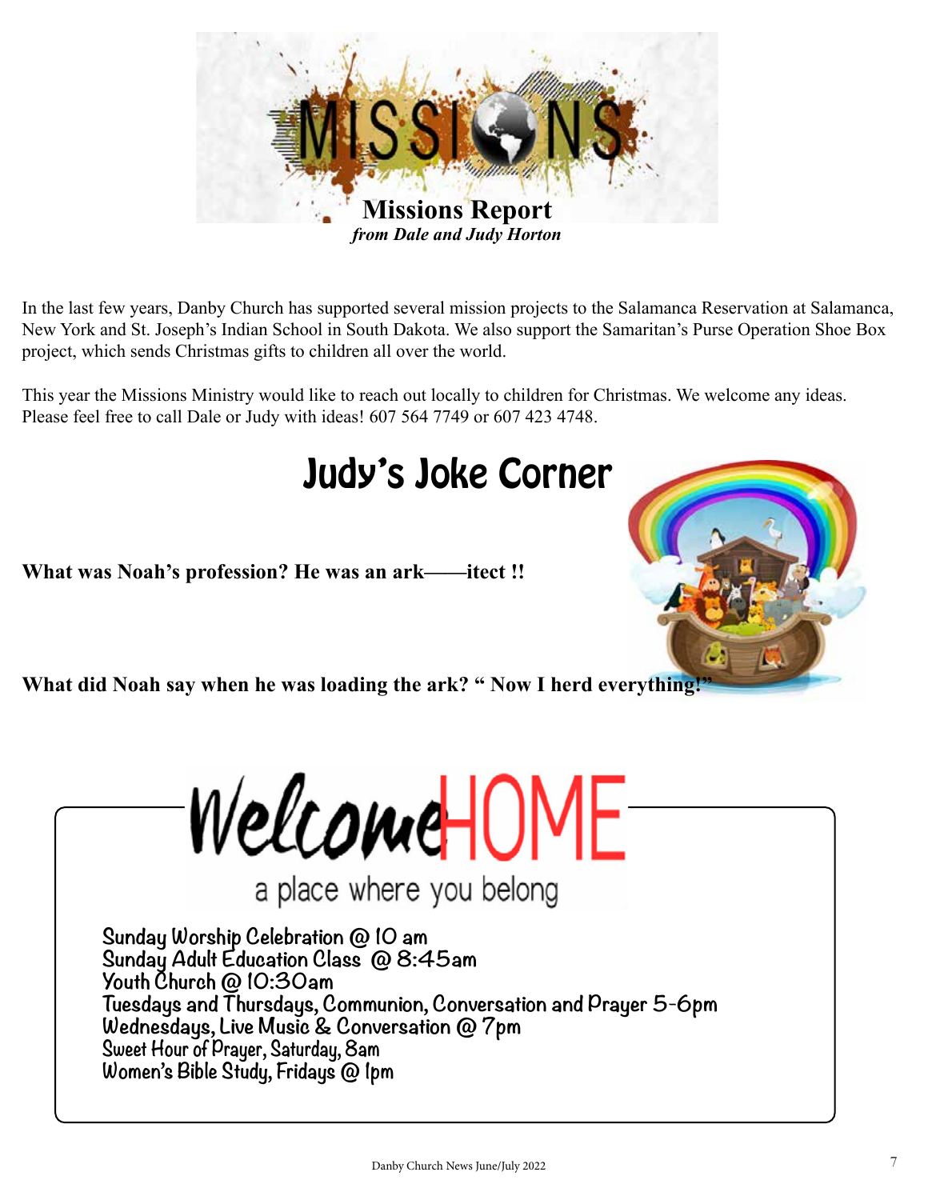# Missions Report

*from Dale and Judy Horton*

In the last few years, Danby Church has supported several mission projects to the Salamanca Reservation at Salamanca, New York and St. Joseph's Indian School in South Dakota. We also support the Samaritan's Purse Operation Shoe Box project, which sends Christmas gifts to children all over the world.

This year the Missions Ministry would like to reach out locally to children for Christmas. We welcome any ideas. Please feel free to call Dale or Judy with ideas! 607 564 7749 or 607 423 4748.

# Judy's Joke Corner

**What was Noah's profession? He was an ark——itect !!**

**What did Noah say when he was loading the ark? " Now I herd everything!"**

# Welcome HOME

a place where you belong

Sunday Worship Celebration @ 10 am
Sunday Adult Education Class @ 8:45am
Youth Church @ 10:30am
Tuesdays and Thursdays, Communion, Conversation and Prayer 5-6pm
Wednesdays, Live Music & Conversation @ 7pm
Sweet Hour of Prayer, Saturday, 8am
Women's Bible Study, Fridays @ 1pm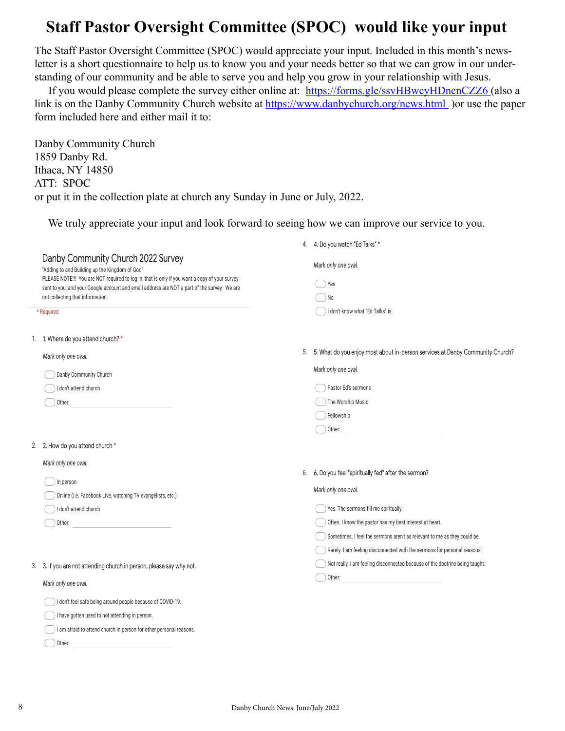# Staff Pastor Oversight Committee (SPOC) would like your input

The Staff Pastor Oversight Committee (SPOC) would appreciate your input. Included in this month's newsletter is a short questionnaire to help us to know you and your needs better so that we can grow in our understanding of our community and be able to serve you and help you grow in your relationship with Jesus.

If you would please complete the survey either online at: https://forms.gle/ssvHBwcyHDncnCZZ6 (also a link is on the Danby Community Church website at https://www.danbychurch.org/news.html )or use the paper form included here and either mail it to:

Danby Community Church
1859 Danby Rd.
Ithaca, NY 14850
ATT: SPOC
or put it in the collection plate at church any Sunday in June or July, 2022.

We truly appreciate your input and look forward to seeing how we can improve our service to you.

## Danby Community Church 2022 Survey

"Adding to and Building up the Kingdom of God"
PLEASE NOTE!!! You are NOT required to log in, that is only if you want a copy of your survey sent to you, and your Google account and email address are NOT a part of the survey. We are not collecting that information.

\* Required

1. 1. Where do you attend church? *

   *Mark only one oval.*

   - Danby Community Church
   - I don't attend church
   - Other: ____________

2. 2. How do you attend church *

   *Mark only one oval.*

   - In person
   - Online (i.e. Facebook Live, watching TV evangelists, etc.)
   - I don't attend church
   - Other: ____________

3. 3. If you are not attending church in person, please say why not.

   *Mark only one oval.*

   - I don't feel safe being around people because of COVID-19.
   - I have gotten used to not attending in person.
   - I am afraid to attend church in person for other personal reasons.
   - Other: ____________

4. 4. Do you watch "Ed Talks" *

   *Mark only one oval.*

   - Yes
   - No
   - I don't know what "Ed Talks" is.

5. 5. What do you enjoy most about in-person services at Danby Community Church?

   *Mark only one oval.*

   - Pastor Ed's sermons
   - The Worship Music
   - Fellowship
   - Other: ____________

6. 6. Do you feel "spiritually fed" after the sermon?

   *Mark only one oval.*

   - Yes. The sermons fill me spiritually.
   - Often. I know the pastor has my best interest at heart.
   - Sometimes. I feel the sermons aren't as relevant to me as they could be.
   - Rarely. I am feeling disconnected with the sermons for personal reasons.
   - Not really. I am feeling disconnected because of the doctrine being taught.
   - Other: ____________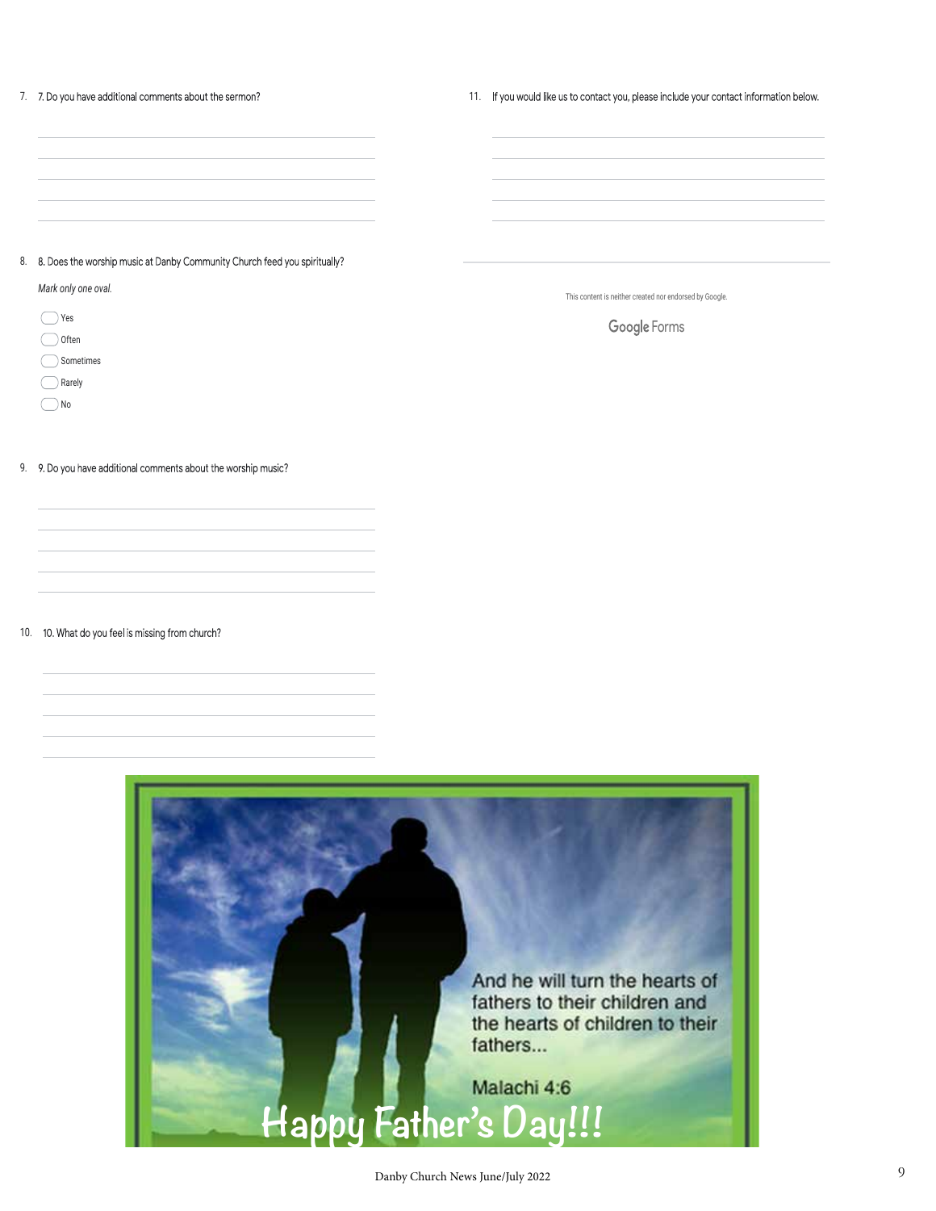7. 7. Do you have additional comments about the sermon?

______________________________________

______________________________________

______________________________________

______________________________________

______________________________________

8. 8. Does the worship music at Danby Community Church feed you spiritually?

*Mark only one oval.*

- ◯ Yes
- ◯ Often
- ◯ Sometimes
- ◯ Rarely
- ◯ No

9. 9. Do you have additional comments about the worship music?

______________________________________

______________________________________

______________________________________

______________________________________

______________________________________

10. 10. What do you feel is missing from church?

______________________________________

______________________________________

______________________________________

______________________________________

______________________________________

11. If you would like us to contact you, please include your contact information below.

______________________________________

______________________________________

______________________________________

______________________________________

______________________________________

This content is neither created nor endorsed by Google.

Google Forms

And he will turn the hearts of fathers to their children and the hearts of children to their fathers...

Malachi 4:6

Happy Father's Day!!!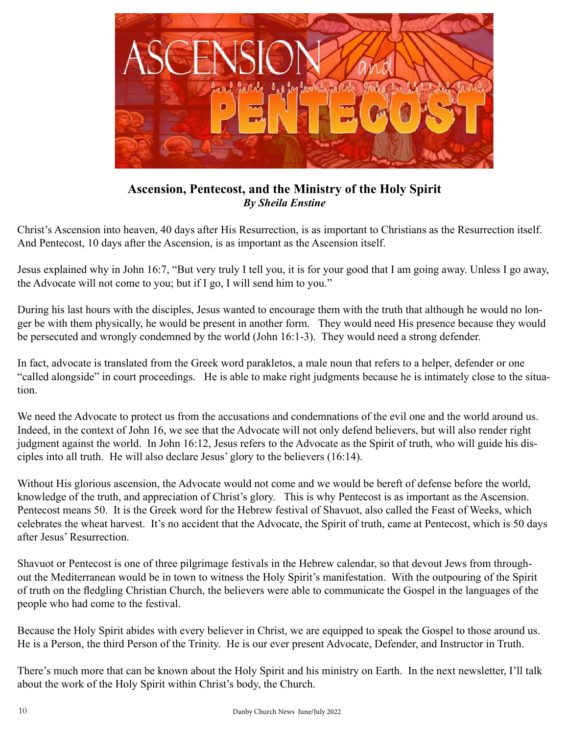## Ascension, Pentecost, and the Ministry of the Holy Spirit

***By Sheila Enstine***

Christ's Ascension into heaven, 40 days after His Resurrection, is as important to Christians as the Resurrection itself. And Pentecost, 10 days after the Ascension, is as important as the Ascension itself.

Jesus explained why in John 16:7, "But very truly I tell you, it is for your good that I am going away. Unless I go away, the Advocate will not come to you; but if I go, I will send him to you."

During his last hours with the disciples, Jesus wanted to encourage them with the truth that although he would no longer be with them physically, he would be present in another form. They would need His presence because they would be persecuted and wrongly condemned by the world (John 16:1-3). They would need a strong defender.

In fact, advocate is translated from the Greek word parakletos, a male noun that refers to a helper, defender or one "called alongside" in court proceedings. He is able to make right judgments because he is intimately close to the situation.

We need the Advocate to protect us from the accusations and condemnations of the evil one and the world around us. Indeed, in the context of John 16, we see that the Advocate will not only defend believers, but will also render right judgment against the world. In John 16:12, Jesus refers to the Advocate as the Spirit of truth, who will guide his disciples into all truth. He will also declare Jesus' glory to the believers (16:14).

Without His glorious ascension, the Advocate would not come and we would be bereft of defense before the world, knowledge of the truth, and appreciation of Christ's glory. This is why Pentecost is as important as the Ascension. Pentecost means 50. It is the Greek word for the Hebrew festival of Shavuot, also called the Feast of Weeks, which celebrates the wheat harvest. It's no accident that the Advocate, the Spirit of truth, came at Pentecost, which is 50 days after Jesus' Resurrection.

Shavuot or Pentecost is one of three pilgrimage festivals in the Hebrew calendar, so that devout Jews from throughout the Mediterranean would be in town to witness the Holy Spirit's manifestation. With the outpouring of the Spirit of truth on the fledgling Christian Church, the believers were able to communicate the Gospel in the languages of the people who had come to the festival.

Because the Holy Spirit abides with every believer in Christ, we are equipped to speak the Gospel to those around us. He is a Person, the third Person of the Trinity. He is our ever present Advocate, Defender, and Instructor in Truth.

There's much more that can be known about the Holy Spirit and his ministry on Earth. In the next newsletter, I'll talk about the work of the Holy Spirit within Christ's body, the Church.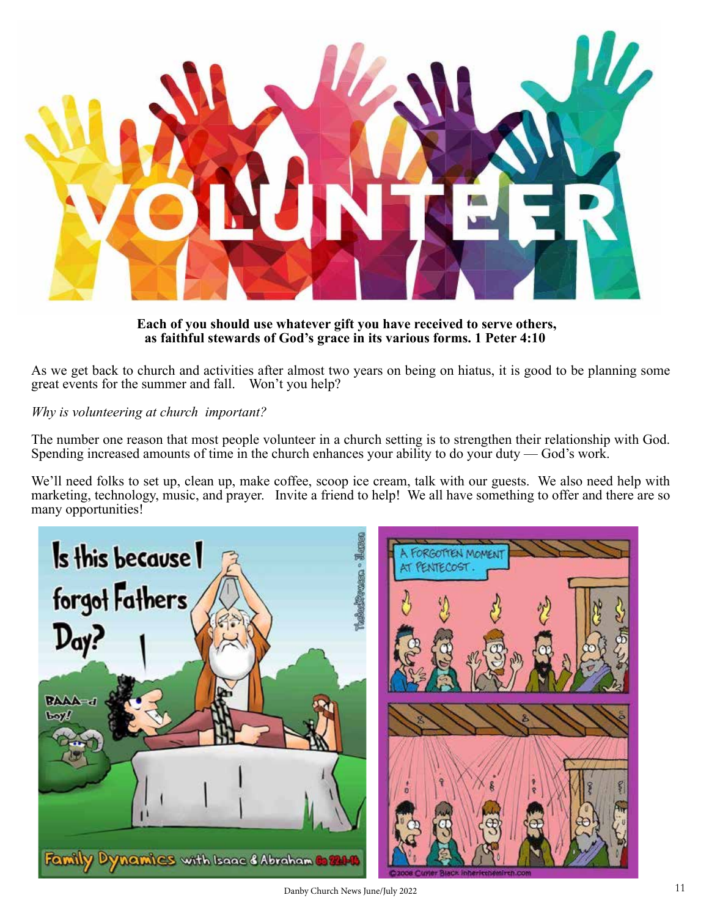# VOLUNTEER

**Each of you should use whatever gift you have received to serve others, as faithful stewards of God's grace in its various forms. 1 Peter 4:10**

As we get back to church and activities after almost two years on being on hiatus, it is good to be planning some great events for the summer and fall. Won't you help?

*Why is volunteering at church important?*

The number one reason that most people volunteer in a church setting is to strengthen their relationship with God. Spending increased amounts of time in the church enhances your ability to do your duty — God's work.

We'll need folks to set up, clean up, make coffee, scoop ice cream, talk with our guests. We also need help with marketing, technology, music, and prayer. Invite a friend to help! We all have something to offer and there are so many opportunities!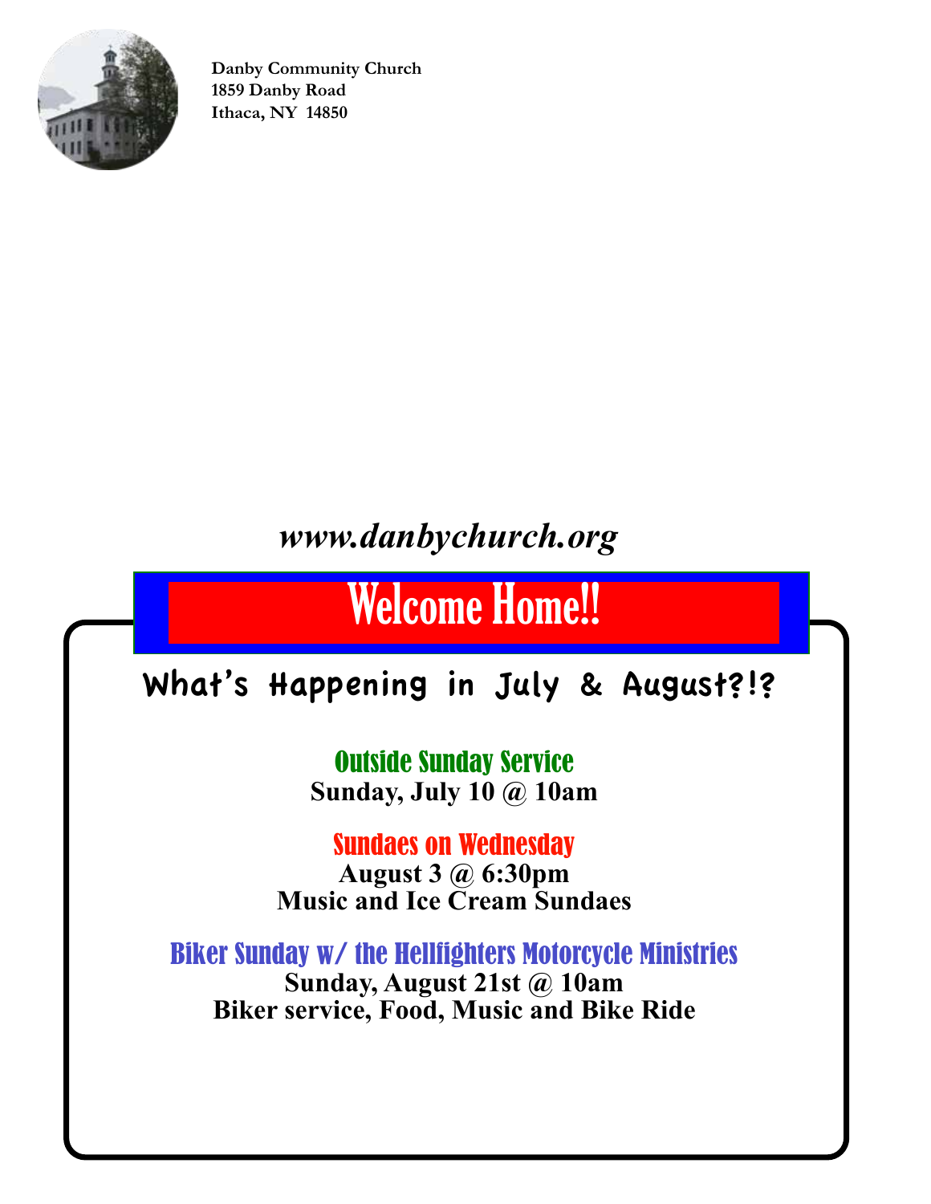**Danby Community Church**
**1859 Danby Road**
**Ithaca, NY 14850**

***www.danbychurch.org***

# Welcome Home!!

## What's Happening in July & August?!?

### Outside Sunday Service

**Sunday, July 10 @ 10am**

### Sundaes on Wednesday

**August 3 @ 6:30pm**
**Music and Ice Cream Sundaes**

### Biker Sunday w/ the Hellfighters Motorcycle Ministries

**Sunday, August 21st @ 10am**
**Biker service, Food, Music and Bike Ride**